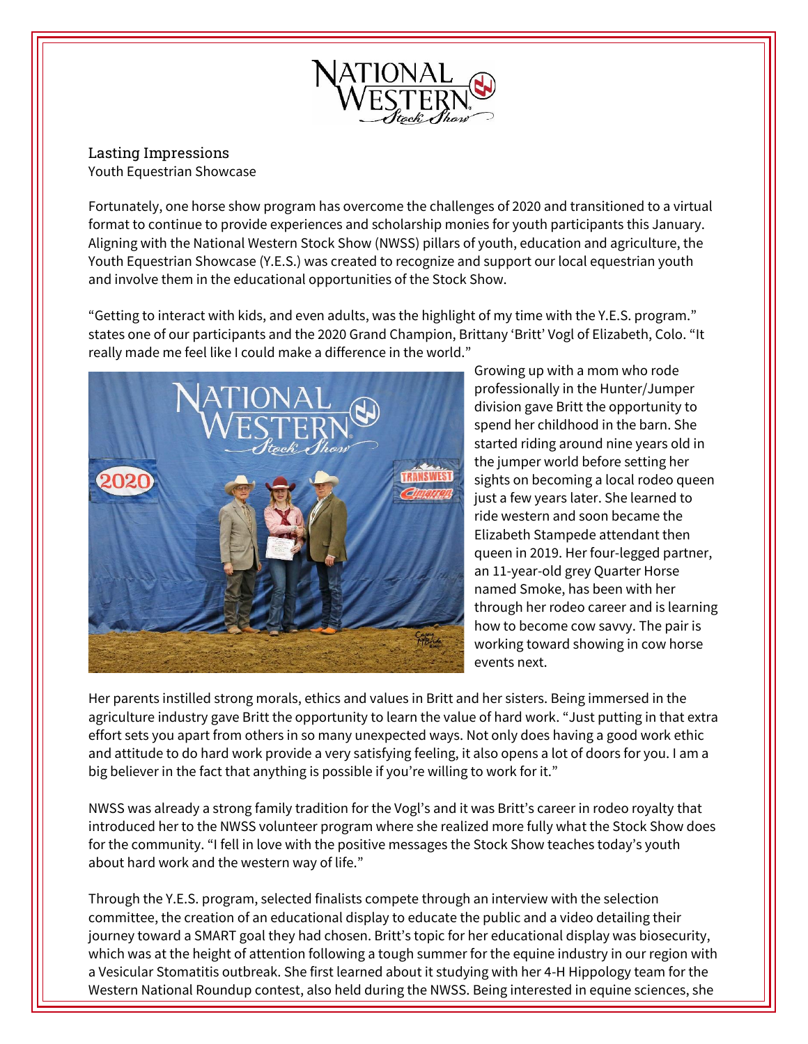# Lasting Impressions

## Youth Equestrian Showcase

Fortunately, one horse show program has overcome the challenges of 2020 and transitioned to a virtual format to continue to provide experiences and scholarship monies for youth participants this January. Aligning with the National Western Stock Show (NWSS) pillars of youth, education and agriculture, the Youth Equestrian Showcase (Y.E.S.) was created to recognize and support our local equestrian youth and involve them in the educational opportunities of the Stock Show.

"Getting to interact with kids, and even adults, was the highlight of my time with the Y.E.S. program." states one of our participants and the 2020 Grand Champion, Brittany 'Britt' Vogl of Elizabeth, Colo. "It really made me feel like I could make a difference in the world."

Growing up with a mom who rode professionally in the Hunter/Jumper division gave Britt the opportunity to spend her childhood in the barn. She started riding around nine years old in the jumper world before setting her sights on becoming a local rodeo queen just a few years later. She learned to ride western and soon became the Elizabeth Stampede attendant then queen in 2019. Her four-legged partner, an 11-year-old grey Quarter Horse named Smoke, has been with her through her rodeo career and is learning how to become cow savvy. The pair is working toward showing in cow horse events next.

Her parents instilled strong morals, ethics and values in Britt and her sisters. Being immersed in the agriculture industry gave Britt the opportunity to learn the value of hard work. "Just putting in that extra effort sets you apart from others in so many unexpected ways. Not only does having a good work ethic and attitude to do hard work provide a very satisfying feeling, it also opens a lot of doors for you. I am a big believer in the fact that anything is possible if you're willing to work for it."

NWSS was already a strong family tradition for the Vogl's and it was Britt's career in rodeo royalty that introduced her to the NWSS volunteer program where she realized more fully what the Stock Show does for the community. "I fell in love with the positive messages the Stock Show teaches today's youth about hard work and the western way of life."

Through the Y.E.S. program, selected finalists compete through an interview with the selection committee, the creation of an educational display to educate the public and a video detailing their journey toward a SMART goal they had chosen. Britt's topic for her educational display was biosecurity, which was at the height of attention following a tough summer for the equine industry in our region with a Vesicular Stomatitis outbreak. She first learned about it studying with her 4-H Hippology team for the Western National Roundup contest, also held during the NWSS. Being interested in equine sciences, she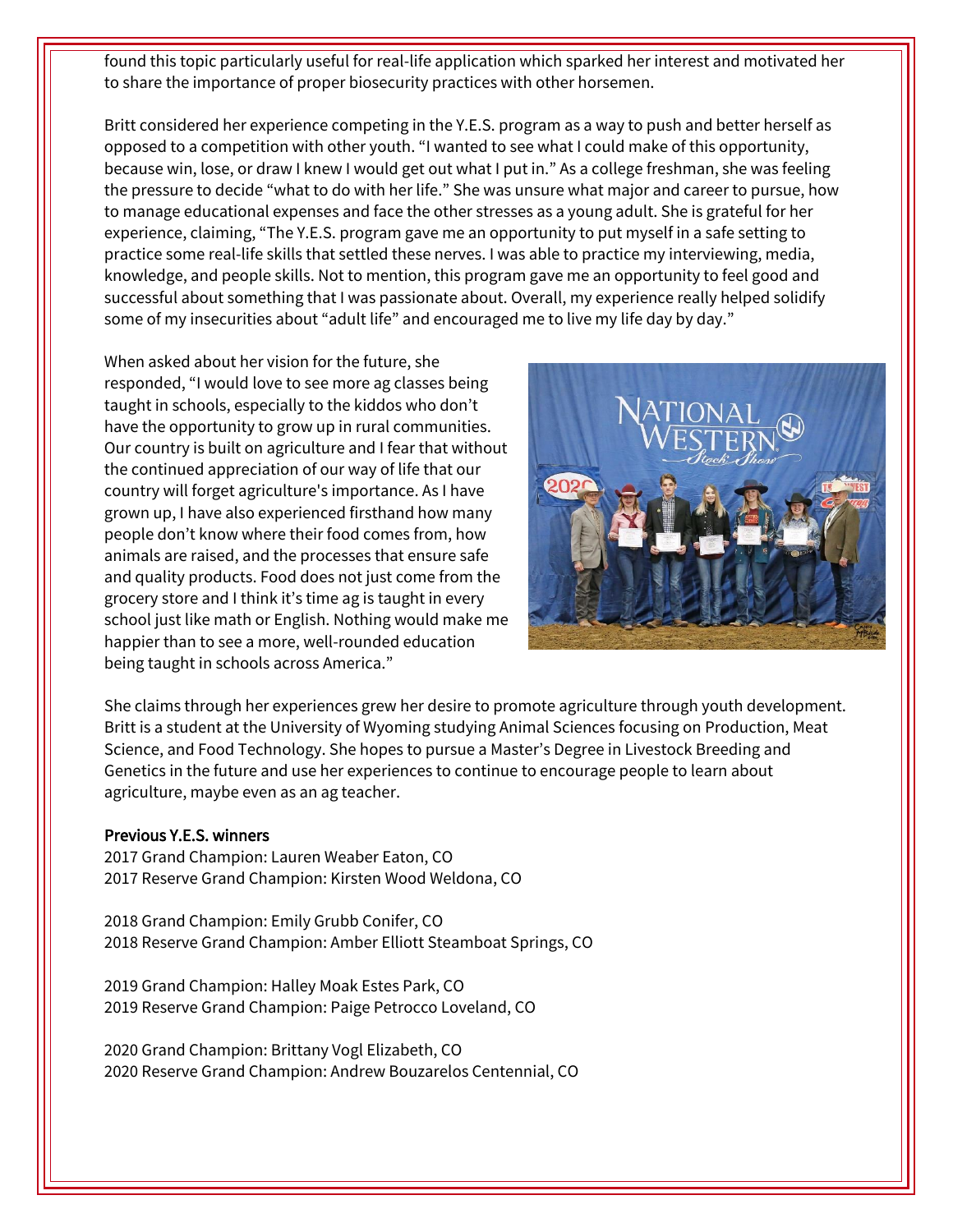found this topic particularly useful for real-life application which sparked her interest and motivated her to share the importance of proper biosecurity practices with other horsemen.

Britt considered her experience competing in the Y.E.S. program as a way to push and better herself as opposed to a competition with other youth. "I wanted to see what I could make of this opportunity, because win, lose, or draw I knew I would get out what I put in." As a college freshman, she was feeling the pressure to decide "what to do with her life." She was unsure what major and career to pursue, how to manage educational expenses and face the other stresses as a young adult. She is grateful for her experience, claiming, "The Y.E.S. program gave me an opportunity to put myself in a safe setting to practice some real-life skills that settled these nerves. I was able to practice my interviewing, media, knowledge, and people skills. Not to mention, this program gave me an opportunity to feel good and successful about something that I was passionate about. Overall, my experience really helped solidify some of my insecurities about "adult life" and encouraged me to live my life day by day."

When asked about her vision for the future, she responded, "I would love to see more ag classes being taught in schools, especially to the kiddos who don't have the opportunity to grow up in rural communities. Our country is built on agriculture and I fear that without the continued appreciation of our way of life that our country will forget agriculture's importance. As I have grown up, I have also experienced firsthand how many people don't know where their food comes from, how animals are raised, and the processes that ensure safe and quality products. Food does not just come from the grocery store and I think it's time ag is taught in every school just like math or English. Nothing would make me happier than to see a more, well-rounded education being taught in schools across America."

She claims through her experiences grew her desire to promote agriculture through youth development. Britt is a student at the University of Wyoming studying Animal Sciences focusing on Production, Meat Science, and Food Technology. She hopes to pursue a Master's Degree in Livestock Breeding and Genetics in the future and use her experiences to continue to encourage people to learn about agriculture, maybe even as an ag teacher.

**Previous Y.E.S. winners**

2017 Grand Champion: Lauren Weaber Eaton, CO
2017 Reserve Grand Champion: Kirsten Wood Weldona, CO

2018 Grand Champion: Emily Grubb Conifer, CO
2018 Reserve Grand Champion: Amber Elliott Steamboat Springs, CO

2019 Grand Champion: Halley Moak Estes Park, CO
2019 Reserve Grand Champion: Paige Petrocco Loveland, CO

2020 Grand Champion: Brittany Vogl Elizabeth, CO
2020 Reserve Grand Champion: Andrew Bouzarelos Centennial, CO